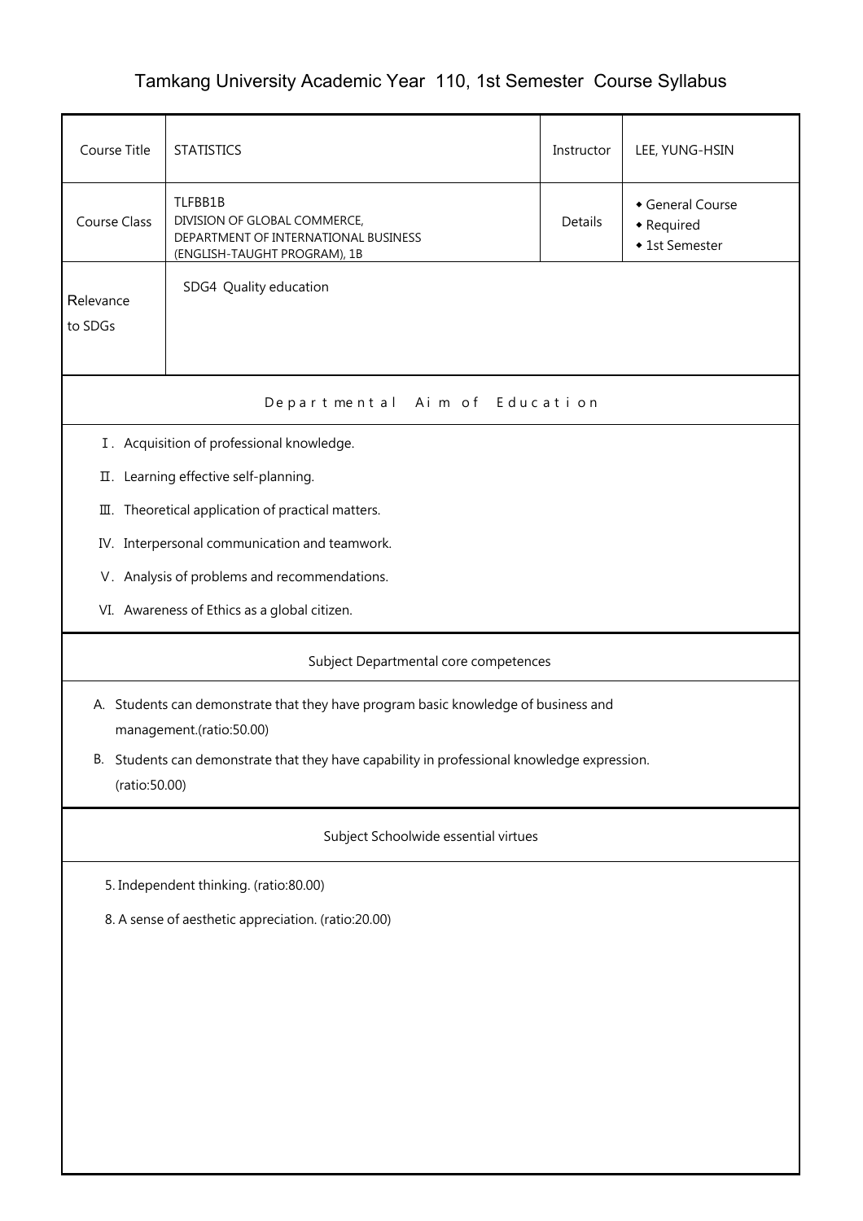# Tamkang University Academic Year 110, 1st Semester Course Syllabus

| Course Title | STATISTICS | Instructor | LEE, YUNG-HSIN |
|---|---|---|---|
| Course Class | TLFBB1B<br>DIVISION OF GLOBAL COMMERCE, DEPARTMENT OF INTERNATIONAL BUSINESS (ENGLISH-TAUGHT PROGRAM), 1B | Details | ◆ General Course<br>◆ Required<br>◆ 1st Semester |
| Relevance to SDGs | SDG4 Quality education | | |

## Departmental Aim of Education

Ⅰ. Acquisition of professional knowledge.

Ⅱ. Learning effective self-planning.

Ⅲ. Theoretical application of practical matters.

IV. Interpersonal communication and teamwork.

Ⅴ. Analysis of problems and recommendations.

VI. Awareness of Ethics as a global citizen.

## Subject Departmental core competences

A. Students can demonstrate that they have program basic knowledge of business and management.(ratio:50.00)

B. Students can demonstrate that they have capability in professional knowledge expression. (ratio:50.00)

## Subject Schoolwide essential virtues

5. Independent thinking. (ratio:80.00)

8. A sense of aesthetic appreciation. (ratio:20.00)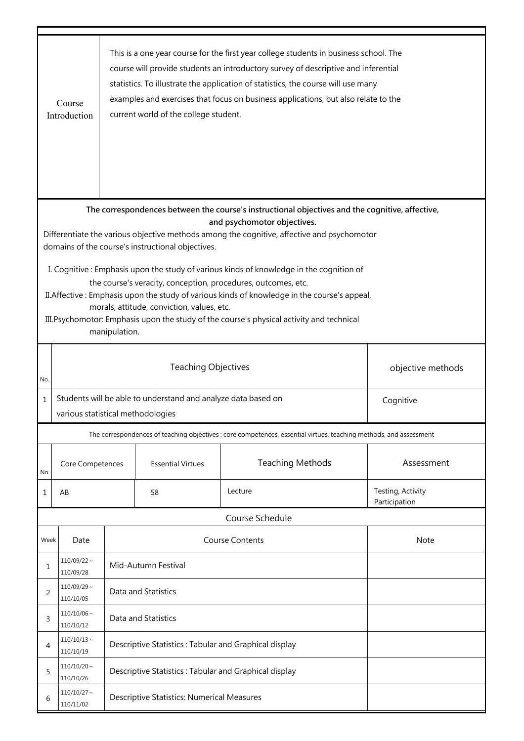| Course Introduction | This is a one year course for the first year college students in business school. The course will provide students an introductory survey of descriptive and inferential statistics. To illustrate the application of statistics, the course will use many examples and exercises that focus on business applications, but also relate to the current world of the college student. |
|---|---|

**The correspondences between the course's instructional objectives and the cognitive, affective, and psychomotor objectives.**

Differentiate the various objective methods among the cognitive, affective and psychomotor domains of the course's instructional objectives.

I. Cognitive : Emphasis upon the study of various kinds of knowledge in the cognition of the course's veracity, conception, procedures, outcomes, etc.

II.Affective : Emphasis upon the study of various kinds of knowledge in the course's appeal, morals, attitude, conviction, values, etc.

III.Psychomotor: Emphasis upon the study of the course's physical activity and technical manipulation.

| No. | Teaching Objectives | objective methods |
|---|---|---|
| 1 | Students will be able to understand and analyze data based on various statistical methodologies | Cognitive |

The correspondences of teaching objectives : core competences, essential virtues, teaching methods, and assessment

| No. | Core Competences | Essential Virtues | Teaching Methods | Assessment |
|---|---|---|---|---|
| 1 | AB | 58 | Lecture | Testing, Activity Participation |

Course Schedule

| Week | Date | Course Contents | Note |
|---|---|---|---|
| 1 | 110/09/22～110/09/28 | Mid-Autumn Festival | |
| 2 | 110/09/29～110/10/05 | Data and Statistics | |
| 3 | 110/10/06～110/10/12 | Data and Statistics | |
| 4 | 110/10/13～110/10/19 | Descriptive Statistics : Tabular and Graphical display | |
| 5 | 110/10/20～110/10/26 | Descriptive Statistics : Tabular and Graphical display | |
| 6 | 110/10/27～110/11/02 | Descriptive Statistics: Numerical Measures | |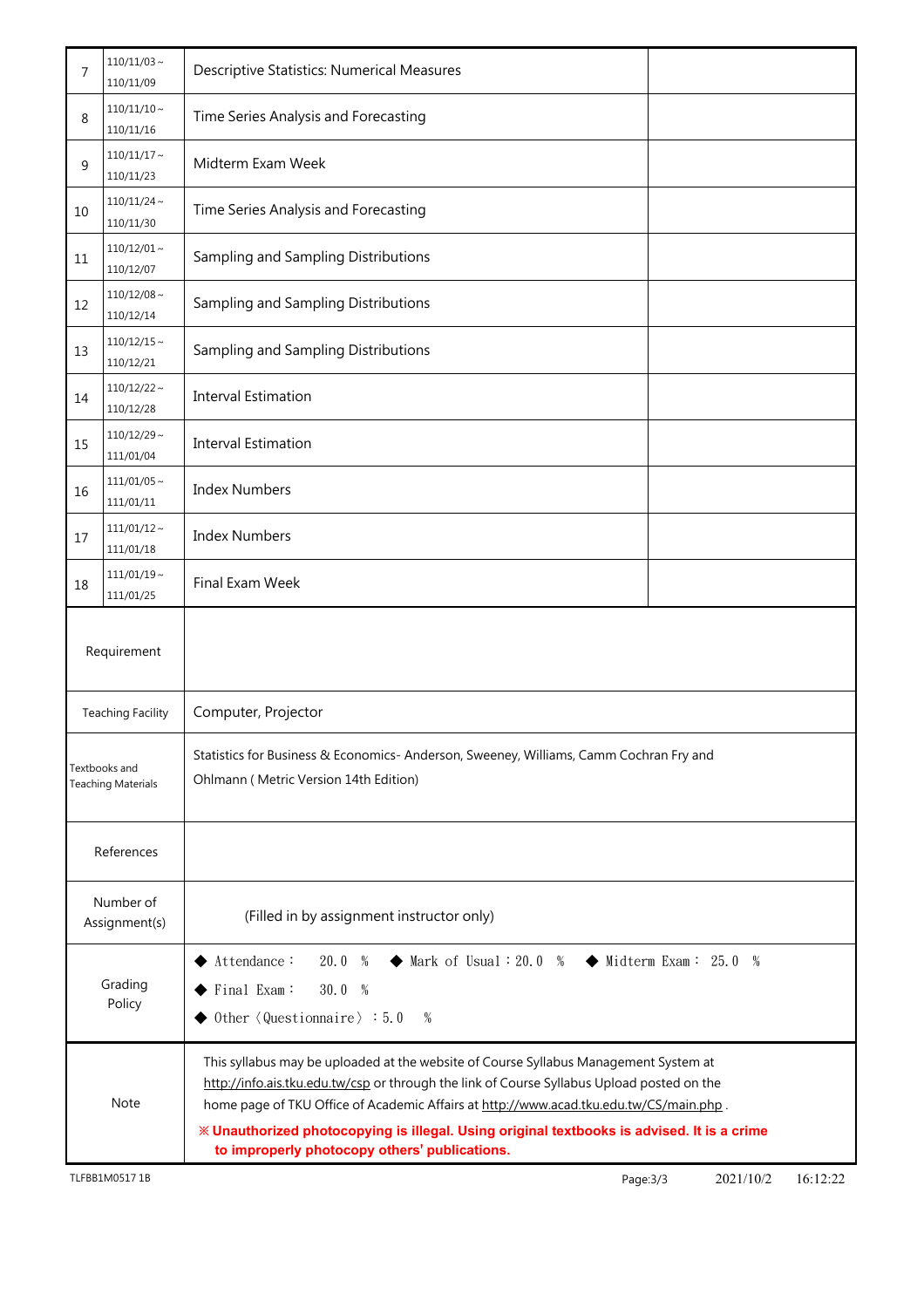| | | | |
|---|---|---|---|
| 7 | 110/11/03～110/11/09 | Descriptive Statistics: Numerical Measures | |
| 8 | 110/11/10～110/11/16 | Time Series Analysis and Forecasting | |
| 9 | 110/11/17～110/11/23 | Midterm Exam Week | |
| 10 | 110/11/24～110/11/30 | Time Series Analysis and Forecasting | |
| 11 | 110/12/01～110/12/07 | Sampling and Sampling Distributions | |
| 12 | 110/12/08～110/12/14 | Sampling and Sampling Distributions | |
| 13 | 110/12/15～110/12/21 | Sampling and Sampling Distributions | |
| 14 | 110/12/22～110/12/28 | Interval Estimation | |
| 15 | 110/12/29～111/01/04 | Interval Estimation | |
| 16 | 111/01/05～111/01/11 | Index Numbers | |
| 17 | 111/01/12～111/01/18 | Index Numbers | |
| 18 | 111/01/19～111/01/25 | Final Exam Week | |

| | |
|---|---|
| Requirement | |
| Teaching Facility | Computer, Projector |
| Textbooks and Teaching Materials | Statistics for Business & Economics- Anderson, Sweeney, Williams, Camm Cochran Fry and Ohlmann ( Metric Version 14th Edition) |
| References | |
| Number of Assignment(s) | (Filled in by assignment instructor only) |
| Grading Policy | ◆ Attendance： 20.0 % ◆ Mark of Usual：20.0 % ◆ Midterm Exam： 25.0 %<br>◆ Final Exam： 30.0 %<br>◆ Other〈Questionnaire〉：5.0 % |
| Note | This syllabus may be uploaded at the website of Course Syllabus Management System at http://info.ais.tku.edu.tw/csp or through the link of Course Syllabus Upload posted on the home page of TKU Office of Academic Affairs at http://www.acad.tku.edu.tw/CS/main.php .<br>**※ Unauthorized photocopying is illegal. Using original textbooks is advised. It is a crime to improperly photocopy others' publications.** |

TLFBB1M0517 1B 2021/10/2 16:12:22